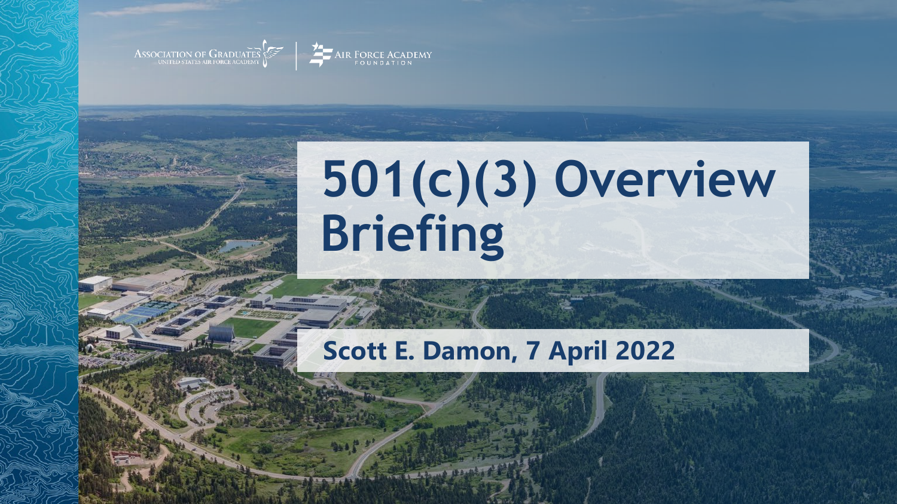Association of Graduates United States Air Force Academy | Air Force Academy Foundation

# 501(c)(3) Overview Briefing

**Scott E. Damon, 7 April 2022**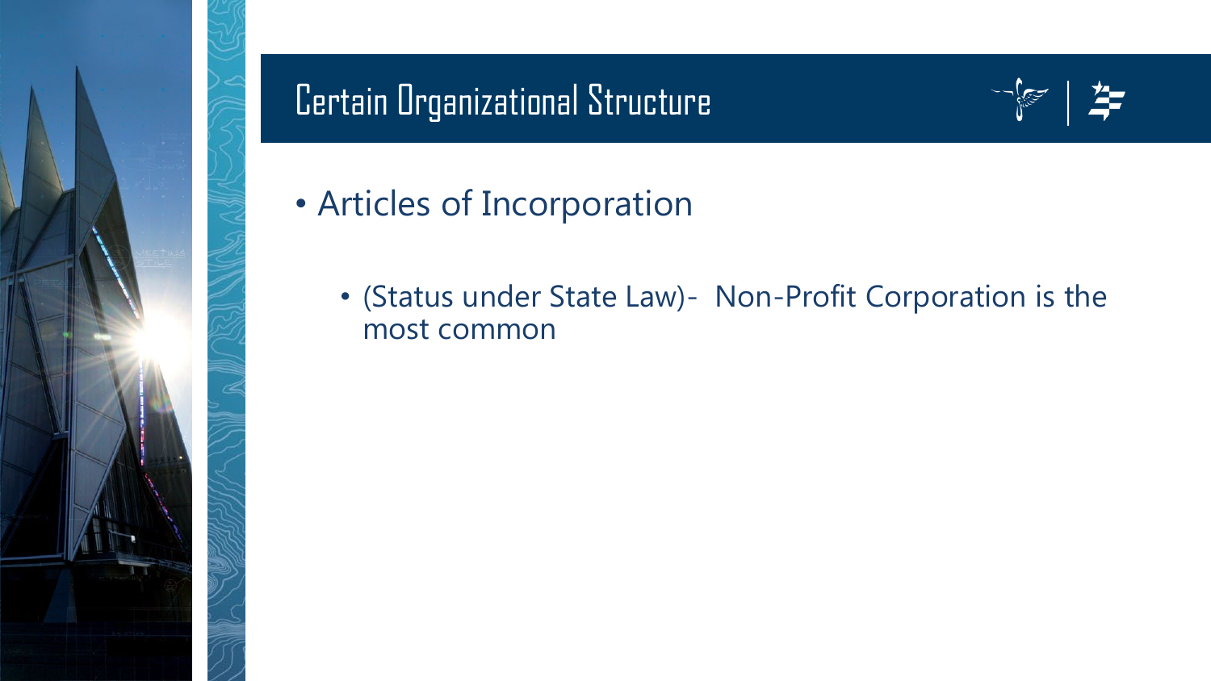# Certain Organizational Structure

- Articles of Incorporation
  - (Status under State Law)- Non-Profit Corporation is the most common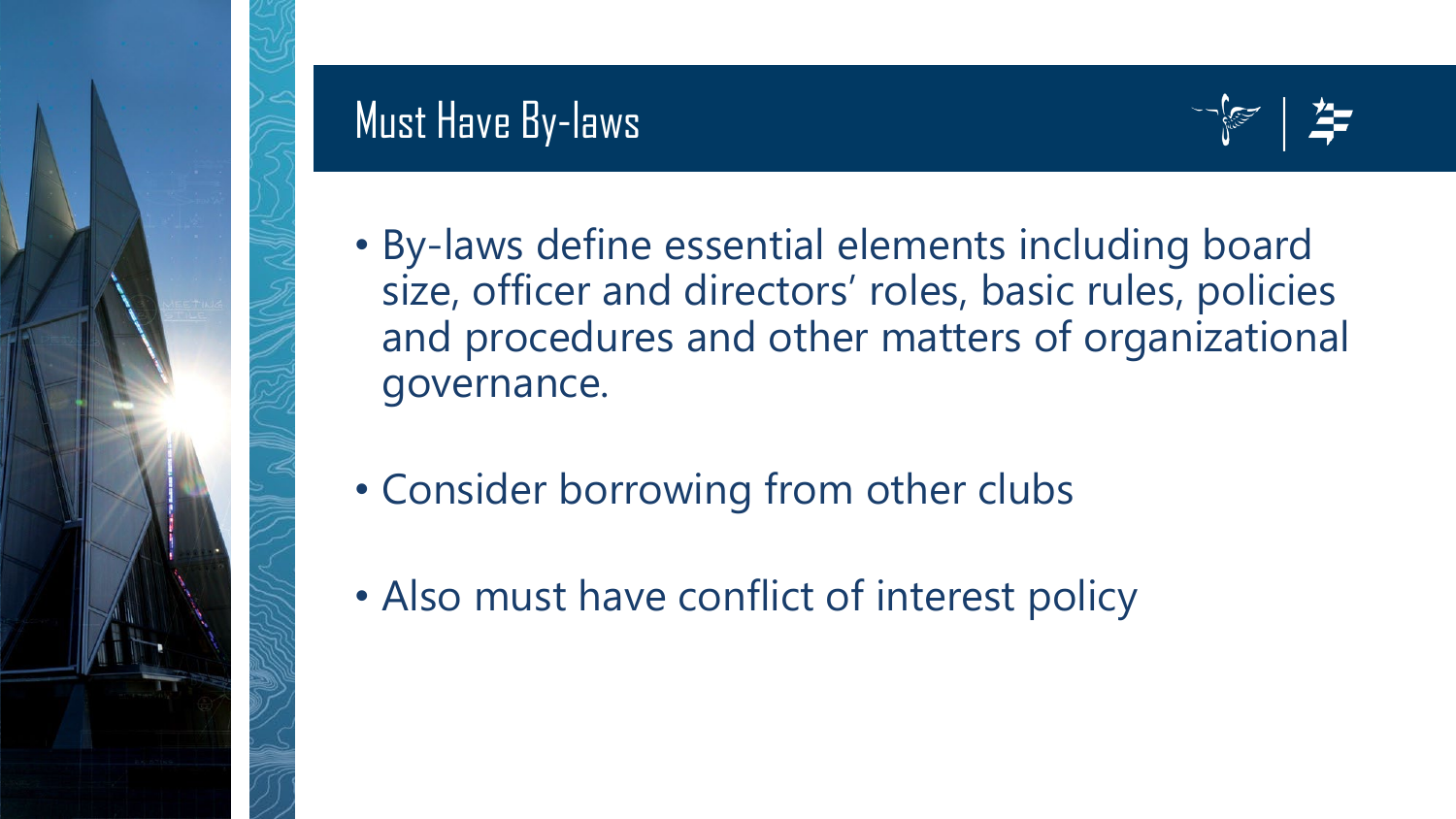# Must Have By-laws

- By-laws define essential elements including board size, officer and directors' roles, basic rules, policies and procedures and other matters of organizational governance.

- Consider borrowing from other clubs

- Also must have conflict of interest policy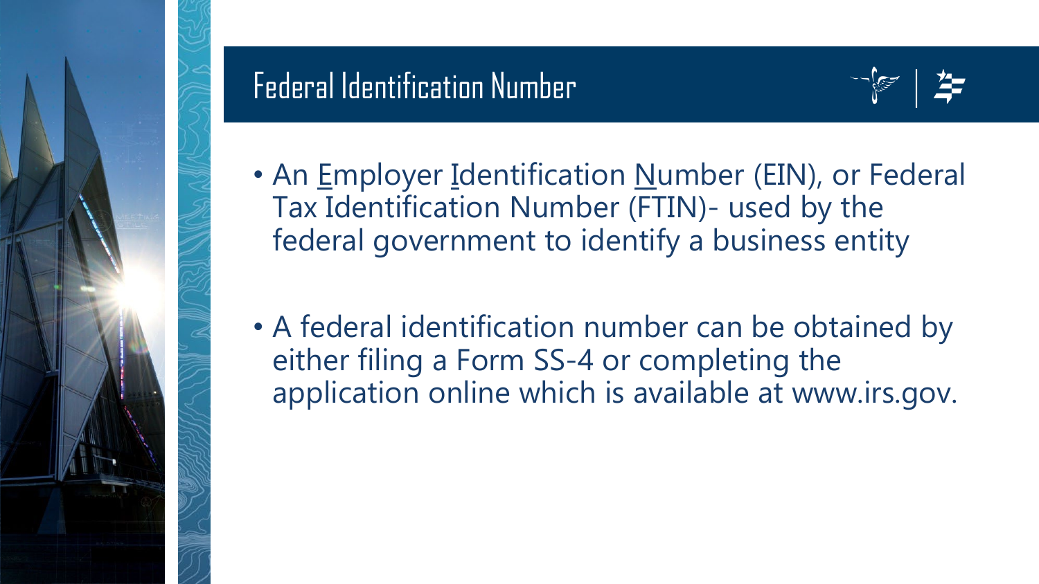# Federal Identification Number

- An Employer Identification Number (EIN), or Federal Tax Identification Number (FTIN)- used by the federal government to identify a business entity

- A federal identification number can be obtained by either filing a Form SS-4 or completing the application online which is available at www.irs.gov.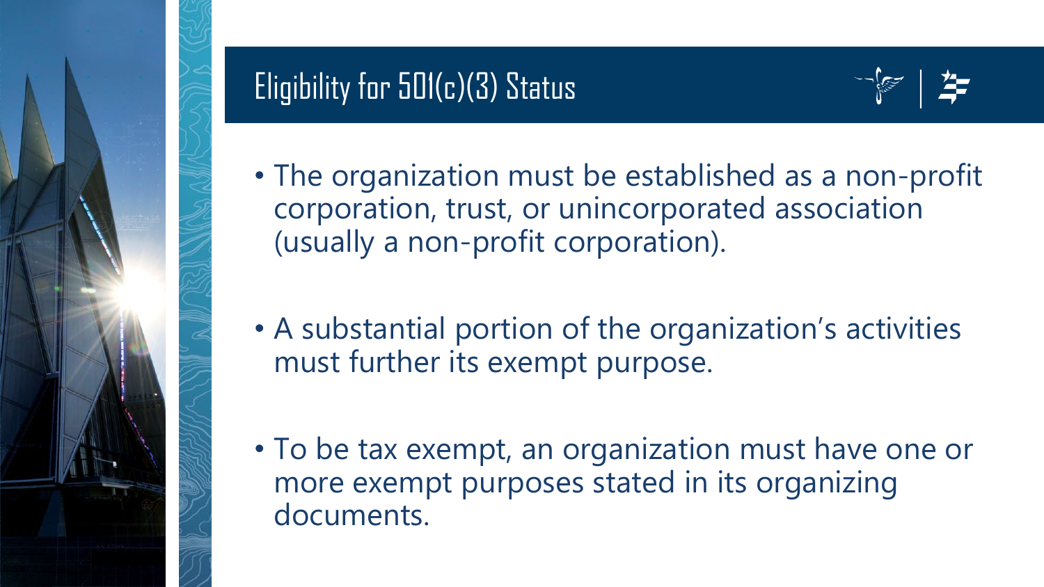# Eligibility for 501(c)(3) Status

- The organization must be established as a non-profit corporation, trust, or unincorporated association (usually a non-profit corporation).
- A substantial portion of the organization's activities must further its exempt purpose.
- To be tax exempt, an organization must have one or more exempt purposes stated in its organizing documents.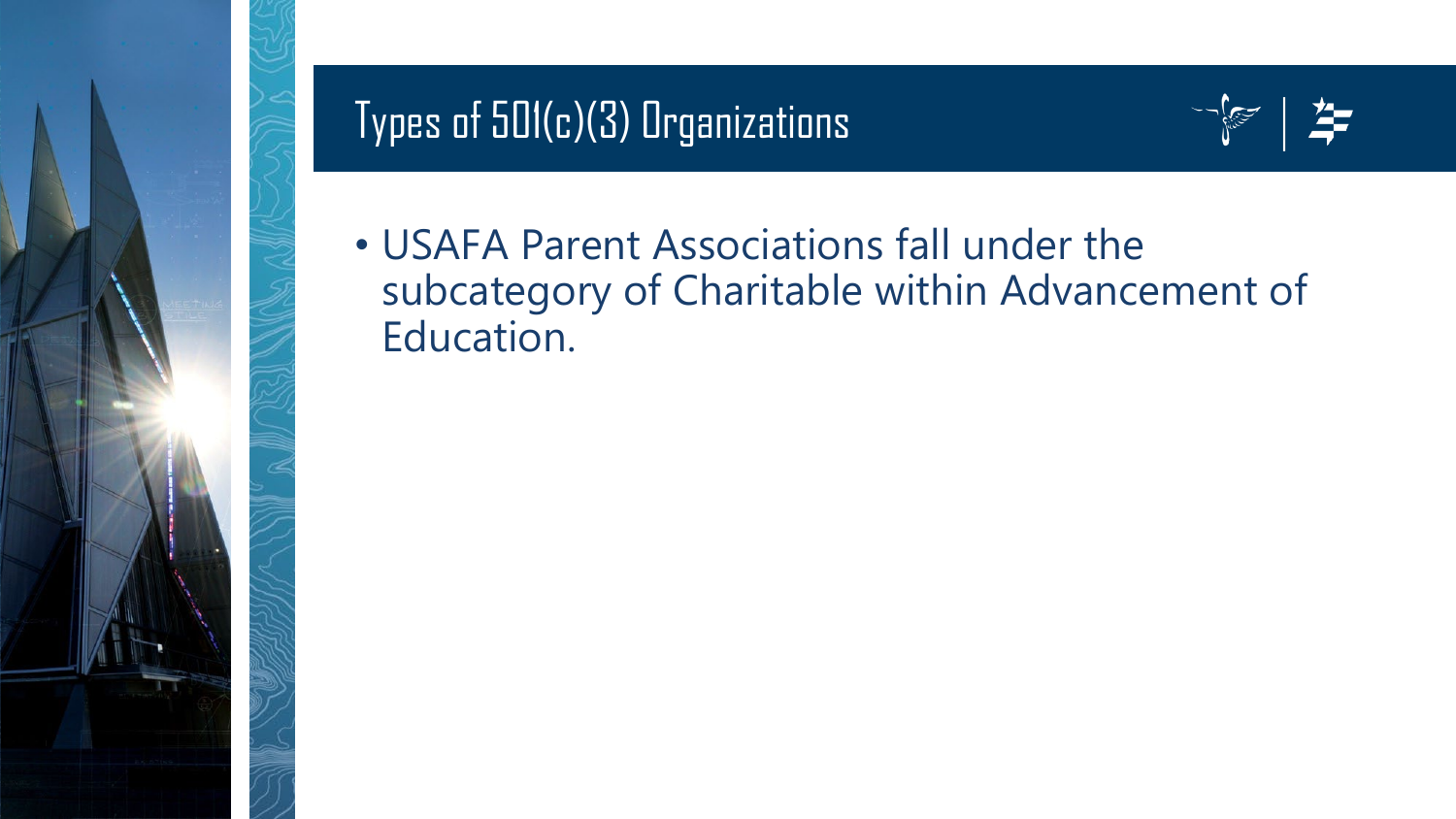# Types of 501(c)(3) Organizations

- USAFA Parent Associations fall under the subcategory of Charitable within Advancement of Education.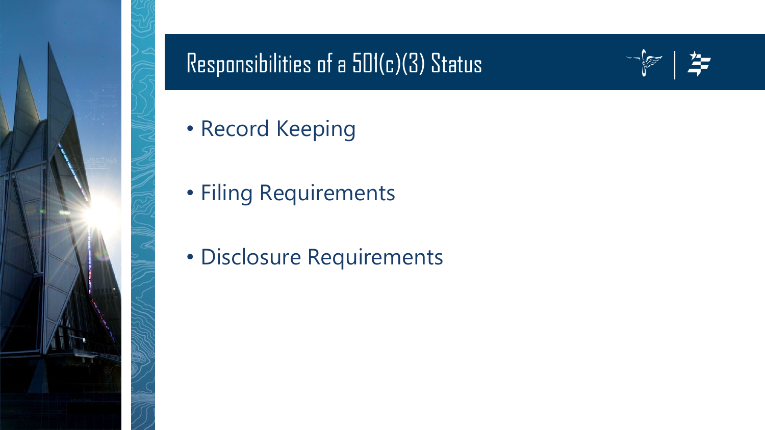# Responsibilities of a 501(c)(3) Status

- Record Keeping
- Filing Requirements
- Disclosure Requirements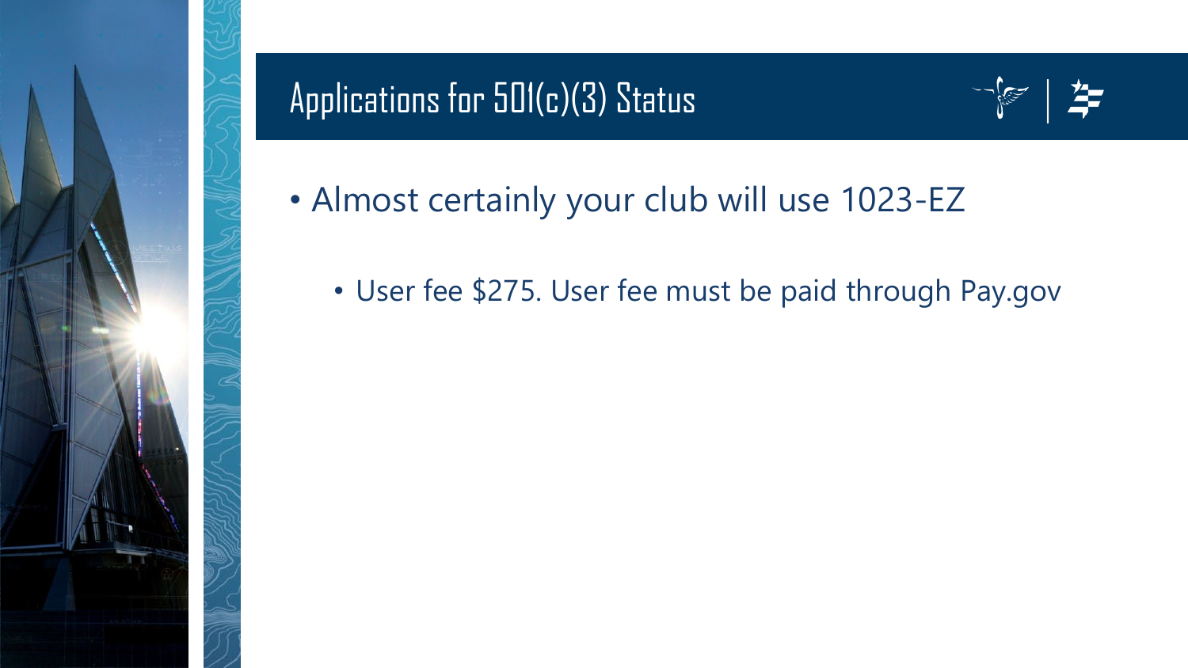# Applications for 501(c)(3) Status

- Almost certainly your club will use 1023-EZ
  - User fee $275. User fee must be paid through Pay.gov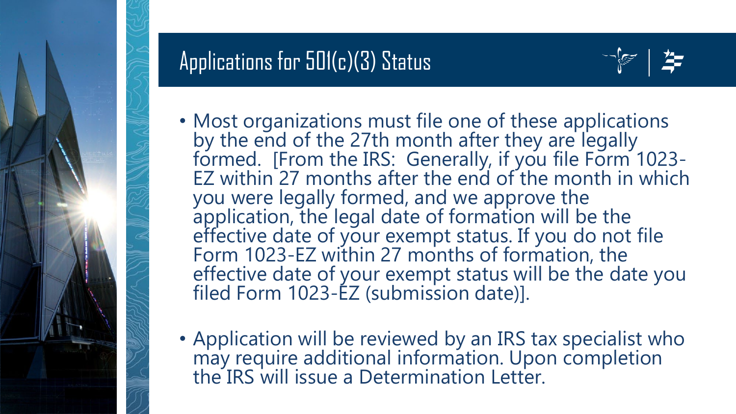# Applications for 501(c)(3) Status

- Most organizations must file one of these applications by the end of the 27th month after they are legally formed. [From the IRS: Generally, if you file Form 1023-EZ within 27 months after the end of the month in which you were legally formed, and we approve the application, the legal date of formation will be the effective date of your exempt status. If you do not file Form 1023-EZ within 27 months of formation, the effective date of your exempt status will be the date you filed Form 1023-EZ (submission date)].

- Application will be reviewed by an IRS tax specialist who may require additional information. Upon completion the IRS will issue a Determination Letter.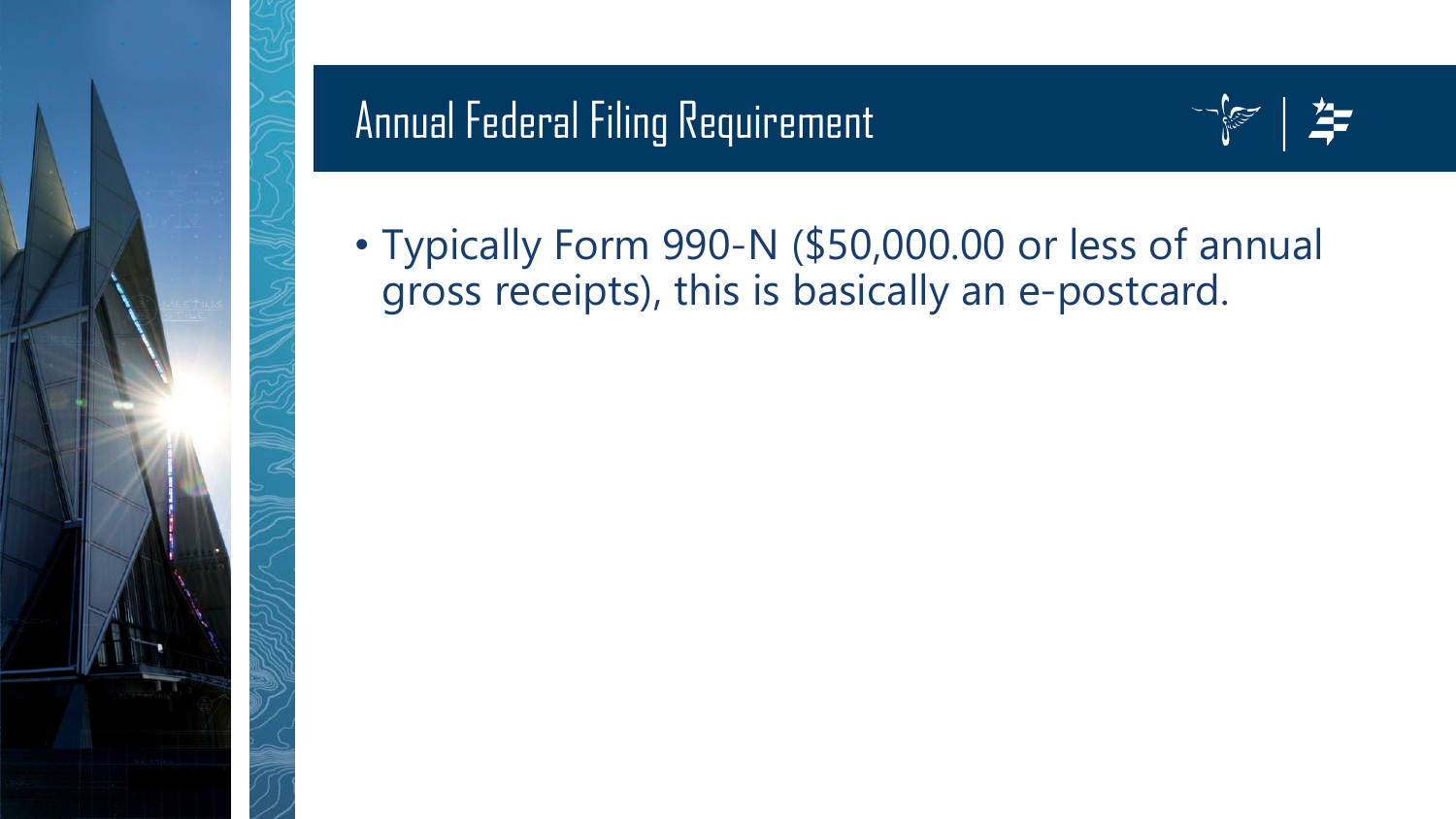# Annual Federal Filing Requirement

- Typically Form 990-N ($50,000.00 or less of annual gross receipts), this is basically an e-postcard.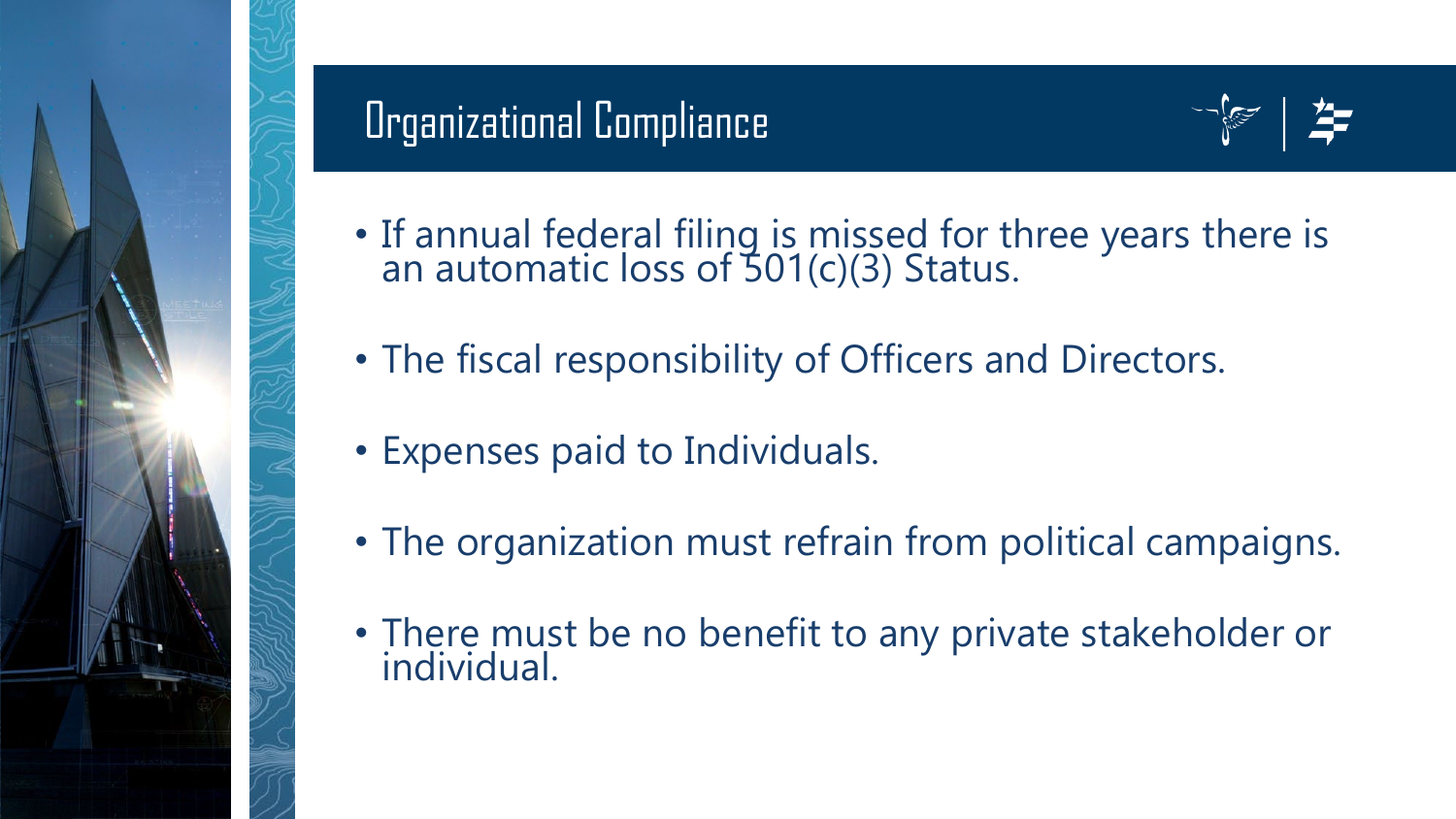# Organizational Compliance

- If annual federal filing is missed for three years there is an automatic loss of 501(c)(3) Status.
- The fiscal responsibility of Officers and Directors.
- Expenses paid to Individuals.
- The organization must refrain from political campaigns.
- There must be no benefit to any private stakeholder or individual.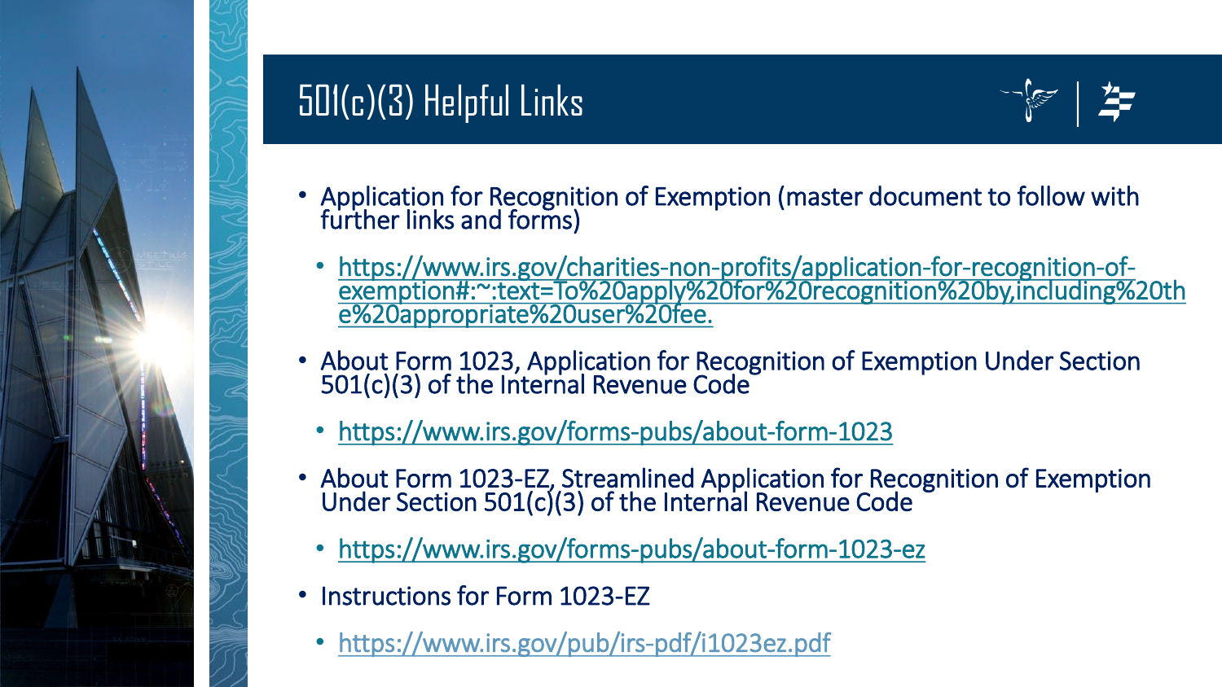# 501(c)(3) Helpful Links

- Application for Recognition of Exemption (master document to follow with further links and forms)
  - https://www.irs.gov/charities-non-profits/application-for-recognition-of-exemption#:~:text=To%20apply%20for%20recognition%20by,including%20the%20appropriate%20user%20fee.
- About Form 1023, Application for Recognition of Exemption Under Section 501(c)(3) of the Internal Revenue Code
  - https://www.irs.gov/forms-pubs/about-form-1023
- About Form 1023-EZ, Streamlined Application for Recognition of Exemption Under Section 501(c)(3) of the Internal Revenue Code
  - https://www.irs.gov/forms-pubs/about-form-1023-ez
- Instructions for Form 1023-EZ
  - https://www.irs.gov/pub/irs-pdf/i1023ez.pdf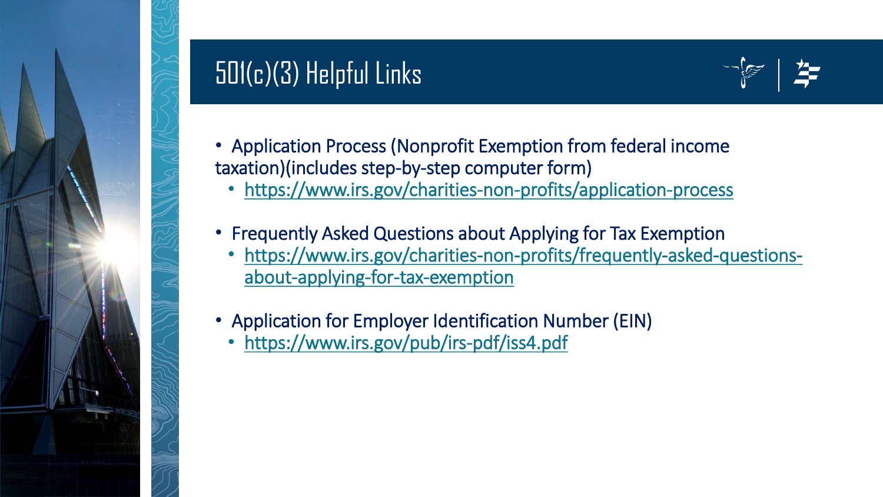# 501(c)(3) Helpful Links

- Application Process (Nonprofit Exemption from federal income taxation)(includes step-by-step computer form)
  - https://www.irs.gov/charities-non-profits/application-process
- Frequently Asked Questions about Applying for Tax Exemption
  - https://www.irs.gov/charities-non-profits/frequently-asked-questions-about-applying-for-tax-exemption
- Application for Employer Identification Number (EIN)
  - https://www.irs.gov/pub/irs-pdf/iss4.pdf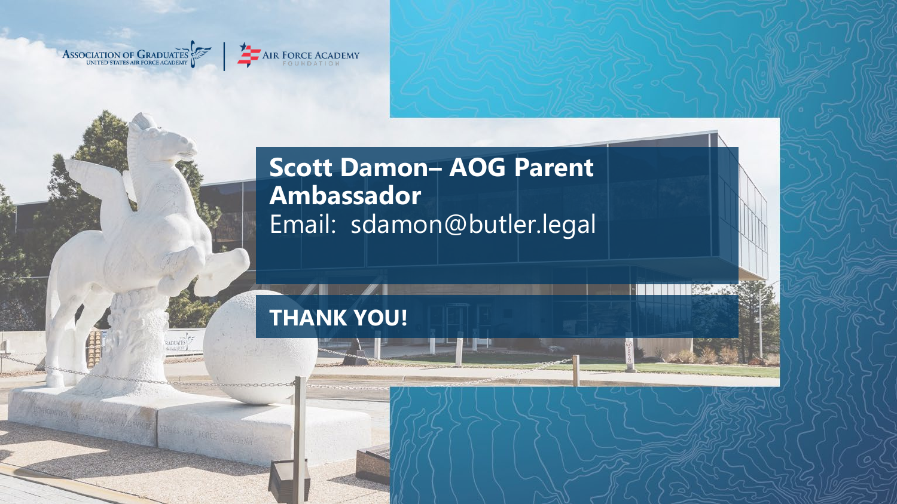ASSOCIATION OF GRADUATES
UNITED STATES AIR FORCE ACADEMY

AIR FORCE ACADEMY
FOUNDATION

**Scott Damon– AOG Parent Ambassador**

Email: sdamon@butler.legal

**THANK YOU!**